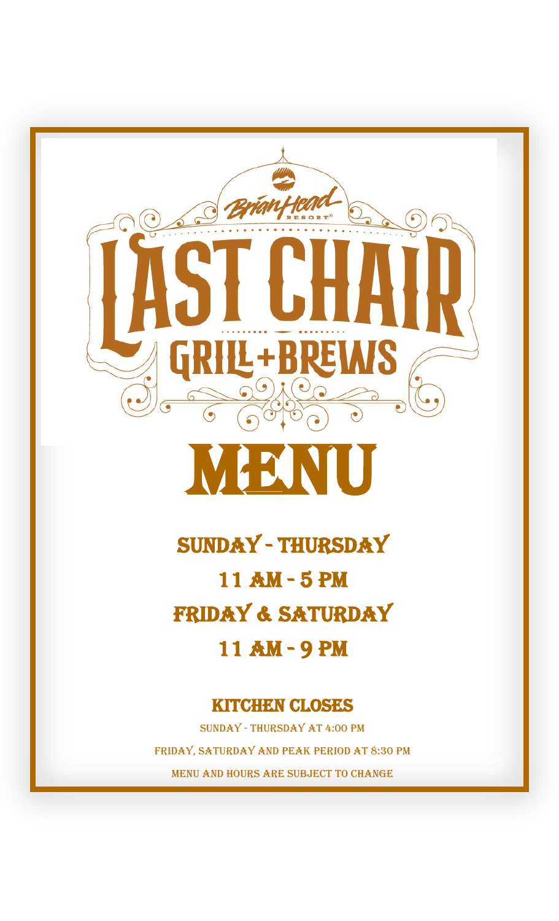Brian Head Resort

# Last Chair Grill + Brews

# MENU

## Sunday - Thursday

## 11 AM - 5 PM

## Friday & Saturday

## 11 AM - 9 PM

### Kitchen Closes

Sunday - Thursday at 4:00 PM

Friday, Saturday and Peak Period at 8:30 PM

Menu and hours are subject to change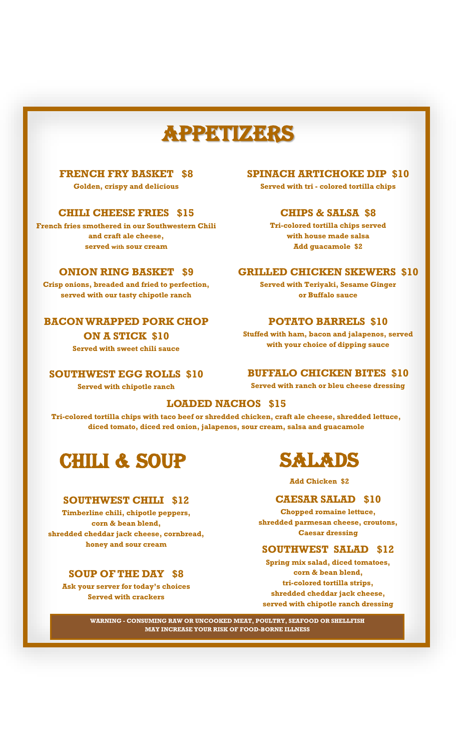# APPETIZERS

### FRENCH FRY BASKET $8
**Golden, crispy and delicious**

### CHILI CHEESE FRIES $15
**French fries smothered in our Southwestern Chili and craft ale cheese, served with sour cream**

### ONION RING BASKET $9
**Crisp onions, breaded and fried to perfection, served with our tasty chipotle ranch**

### BACON WRAPPED PORK CHOP ON A STICK $10
**Served with sweet chili sauce**

### SOUTHWEST EGG ROLLS $10
**Served with chipotle ranch**

### SPINACH ARTICHOKE DIP $10
**Served with tri - colored tortilla chips**

### CHIPS & SALSA $8
**Tri-colored tortilla chips served with house made salsa**
**Add guacamole $2**

### GRILLED CHICKEN SKEWERS $10
**Served with Teriyaki, Sesame Ginger or Buffalo sauce**

### POTATO BARRELS $10
**Stuffed with ham, bacon and jalapenos, served with your choice of dipping sauce**

### BUFFALO CHICKEN BITES $10
**Served with ranch or bleu cheese dressing**

### LOADED NACHOS $15
**Tri-colored tortilla chips with taco beef or shredded chicken, craft ale cheese, shredded lettuce, diced tomato, diced red onion, jalapenos, sour cream, salsa and guacamole**

# CHILI & SOUP

### SOUTHWEST CHILI $12
**Timberline chili, chipotle peppers, corn & bean blend, shredded cheddar jack cheese, cornbread, honey and sour cream**

### SOUP OF THE DAY $8
**Ask your server for today's choices**
**Served with crackers**

# SALADS

**Add Chicken $2**

### CAESAR SALAD $10
**Chopped romaine lettuce, shredded parmesan cheese, croutons, Caesar dressing**

### SOUTHWEST SALAD $12
**Spring mix salad, diced tomatoes, corn & bean blend, tri-colored tortilla strips, shredded cheddar jack cheese, served with chipotle ranch dressing**

**WARNING - CONSUMING RAW OR UNCOOKED MEAT, POULTRY, SEAFOOD OR SHELLFISH MAY INCREASE YOUR RISK OF FOOD-BORNE ILLNESS**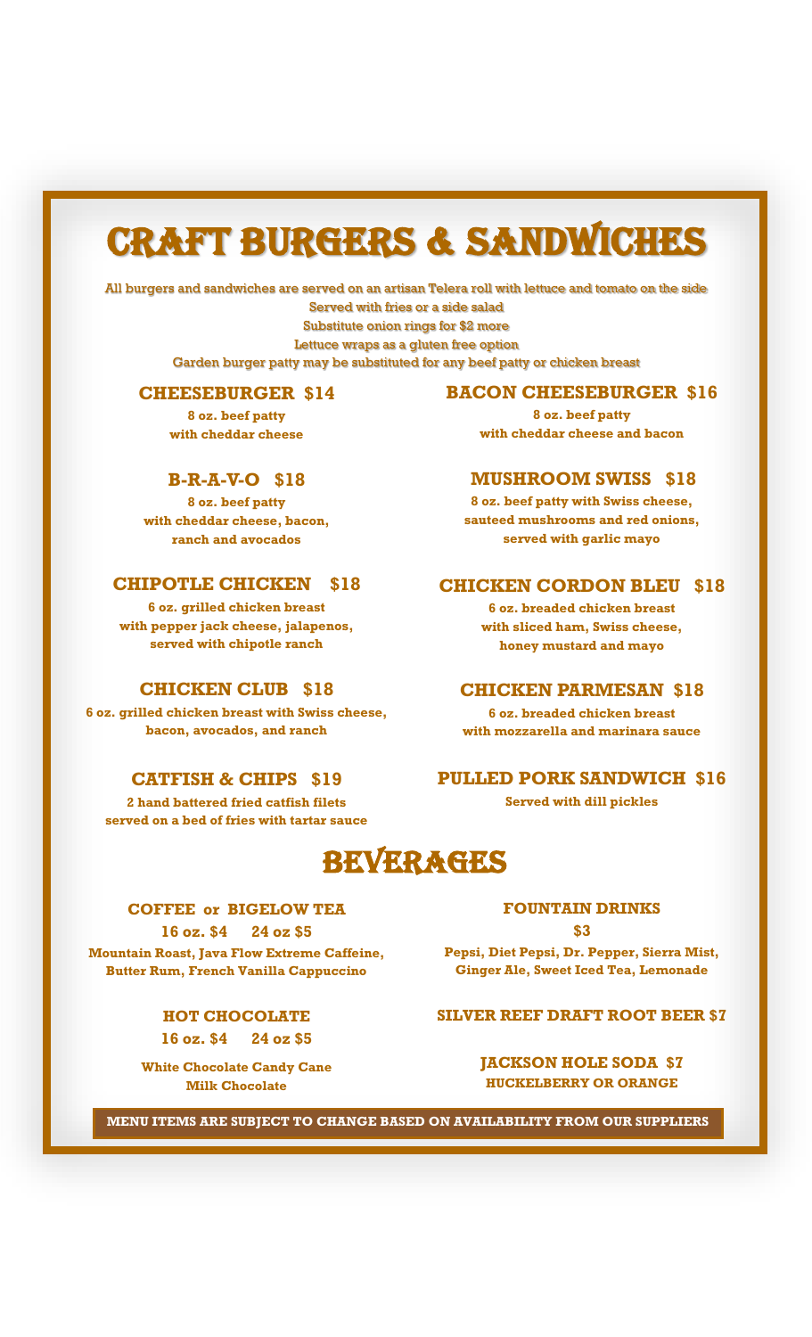# CRAFT BURGERS & SANDWICHES

All burgers and sandwiches are served on an artisan Telera roll with lettuce and tomato on the side
Served with fries or a side salad
Substitute onion rings for $2 more
Lettuce wraps as a gluten free option
Garden burger patty may be substituted for any beef patty or chicken breast

### CHEESEBURGER $14

**8 oz. beef patty with cheddar cheese**

### BACON CHEESEBURGER $16

**8 oz. beef patty with cheddar cheese and bacon**

### B-R-A-V-O $18

**8 oz. beef patty with cheddar cheese, bacon, ranch and avocados**

### MUSHROOM SWISS $18

**8 oz. beef patty with Swiss cheese, sauteed mushrooms and red onions, served with garlic mayo**

### CHIPOTLE CHICKEN $18

**6 oz. grilled chicken breast with pepper jack cheese, jalapenos, served with chipotle ranch**

### CHICKEN CORDON BLEU $18

**6 oz. breaded chicken breast with sliced ham, Swiss cheese, honey mustard and mayo**

### CHICKEN CLUB $18

**6 oz. grilled chicken breast with Swiss cheese, bacon, avocados, and ranch**

### CHICKEN PARMESAN $18

**6 oz. breaded chicken breast with mozzarella and marinara sauce**

### CATFISH & CHIPS $19

**2 hand battered fried catfish filets served on a bed of fries with tartar sauce**

### PULLED PORK SANDWICH $16

**Served with dill pickles**

# BEVERAGES

### COFFEE or BIGELOW TEA

**16 oz. $4 24 oz $5**

**Mountain Roast, Java Flow Extreme Caffeine, Butter Rum, French Vanilla Cappuccino**

### FOUNTAIN DRINKS

**$3**

**Pepsi, Diet Pepsi, Dr. Pepper, Sierra Mist, Ginger Ale, Sweet Iced Tea, Lemonade**

### HOT CHOCOLATE

**16 oz. $4 24 oz $5**

**White Chocolate Candy Cane**
**Milk Chocolate**

### SILVER REEF DRAFT ROOT BEER $7

### JACKSON HOLE SODA $7

**HUCKELBERRY OR ORANGE**

**MENU ITEMS ARE SUBJECT TO CHANGE BASED ON AVAILABILITY FROM OUR SUPPLIERS**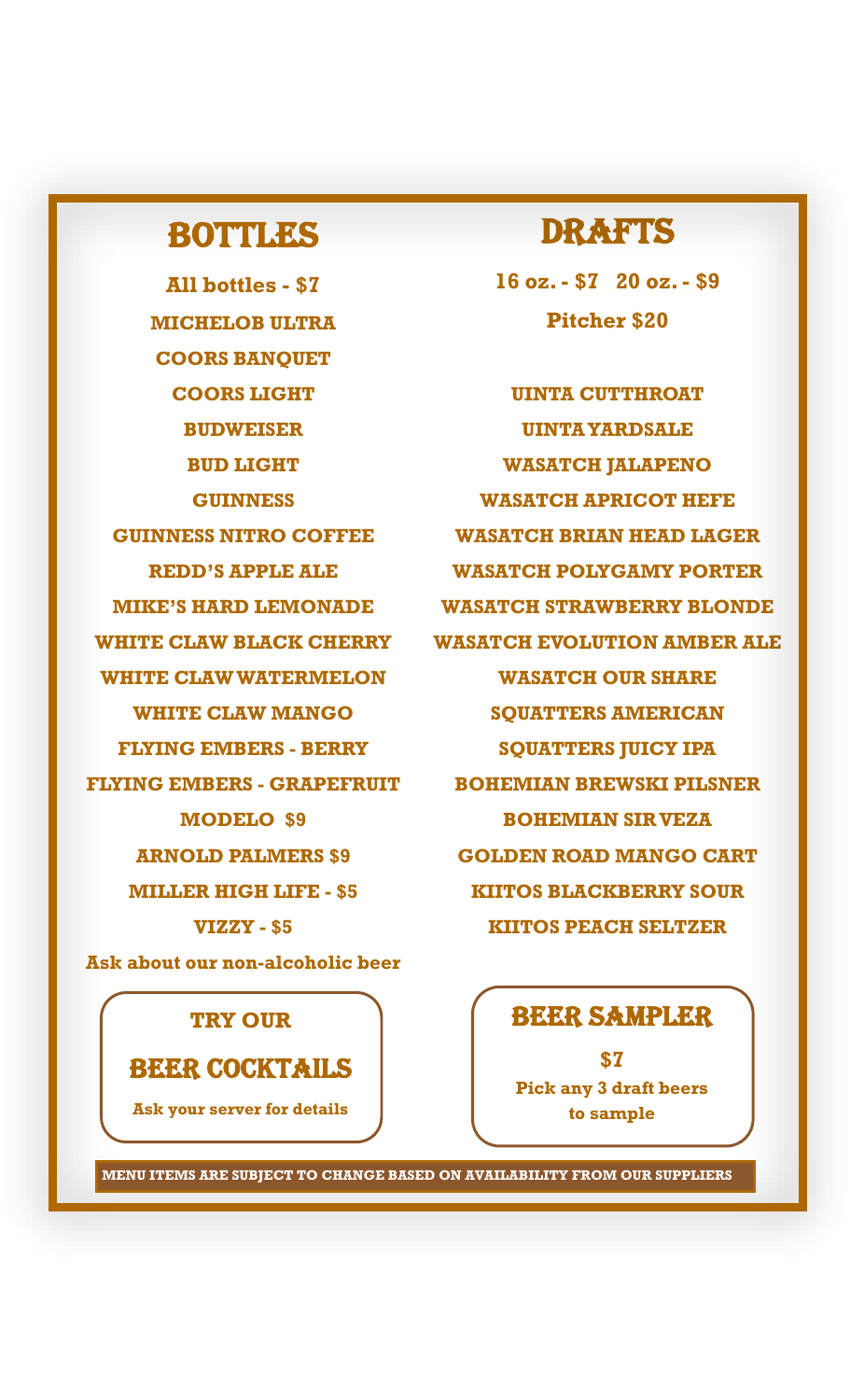## BOTTLES

**All bottles - $7**

**MICHELOB ULTRA**
**COORS BANQUET**
**COORS LIGHT**
**BUDWEISER**
**BUD LIGHT**
**GUINNESS**
**GUINNESS NITRO COFFEE**
**REDD'S APPLE ALE**
**MIKE'S HARD LEMONADE**
**WHITE CLAW BLACK CHERRY**
**WHITE CLAW WATERMELON**
**WHITE CLAW MANGO**
**FLYING EMBERS - BERRY**
**FLYING EMBERS - GRAPEFRUIT**
**MODELO $9**
**ARNOLD PALMERS $9**
**MILLER HIGH LIFE - $5**
**VIZZY - $5**

**Ask about our non-alcoholic beer**

**TRY OUR**

## BEER COCKTAILS

**Ask your server for details**

## DRAFTS

**16 oz. - $7 20 oz. - $9**

**Pitcher $20**

**UINTA CUTTHROAT**
**UINTA YARDSALE**
**WASATCH JALAPENO**
**WASATCH APRICOT HEFE**
**WASATCH BRIAN HEAD LAGER**
**WASATCH POLYGAMY PORTER**
**WASATCH STRAWBERRY BLONDE**
**WASATCH EVOLUTION AMBER ALE**
**WASATCH OUR SHARE**
**SQUATTERS AMERICAN**
**SQUATTERS JUICY IPA**
**BOHEMIAN BREWSKI PILSNER**
**BOHEMIAN SIR VEZA**
**GOLDEN ROAD MANGO CART**
**KIITOS BLACKBERRY SOUR**
**KIITOS PEACH SELTZER**

## BEER SAMPLER

**$7**

**Pick any 3 draft beers to sample**

**MENU ITEMS ARE SUBJECT TO CHANGE BASED ON AVAILABILITY FROM OUR SUPPLIERS**